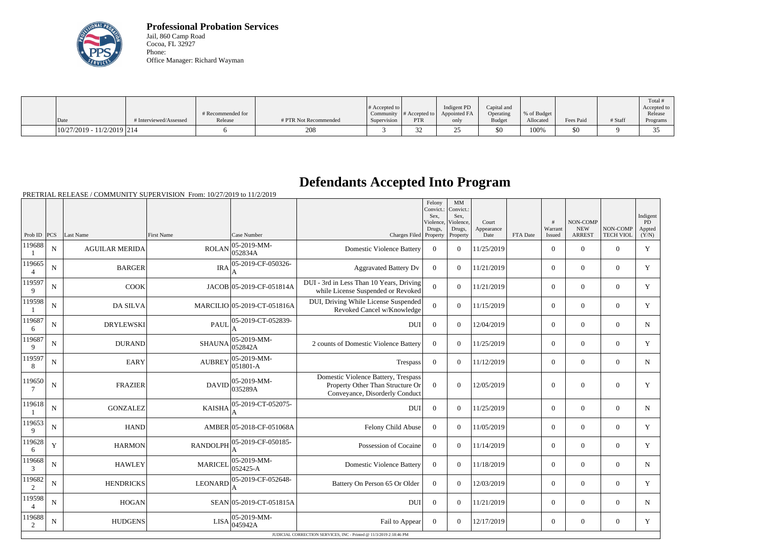**Professional Probation Services**
Jail, 860 Camp Road
Cocoa, FL 32927
Phone:
Office Manager: Richard Wayman

| Date | # Interviewed/Assessed | # Recommended for Release | # PTR Not Recommended | # Accepted to Community Supervision | # Accepted to PTR | Indigent PD Appointed FA only | Capital and Operating Budget | % of Budget Allocated | Fees Paid | # Staff | Total # Accepted to Release Programs |
|---|---|---|---|---|---|---|---|---|---|---|---|
| 10/27/2019 - 11/2/2019 | 214 | 6 | 208 | 3 | 32 | 25 | $0 | 100% | $0 | 9 | 35 |

# Defendants Accepted Into Program

PRETRIAL RELEASE / COMMUNITY SUPERVISION From: 10/27/2019 to 11/2/2019

| Prob ID | PCS | Last Name | First Name | Case Number | Charges Filed | Felony Convict.: Sex, Violence, Drugs, Property | MM Convict.: Sex, Violence, Drugs, Property | Court Appearance Date | FTA Date | # Warrant Issued | NON-COMP NEW ARREST | NON-COMP TECH VIOL | Indigent PD Appted (Y/N) |
|---|---|---|---|---|---|---|---|---|---|---|---|---|---|
| 1196881 | N | AGUILAR MERIDA | ROLAN | 05-2019-MM-052834A | Domestic Violence Battery | 0 | 0 | 11/25/2019 | | 0 | 0 | 0 | Y |
| 1196654 | N | BARGER | IRA | 05-2019-CF-050326-A | Aggravated Battery Dv | 0 | 0 | 11/21/2019 | | 0 | 0 | 0 | Y |
| 1195979 | N | COOK | JACOB | 05-2019-CF-051814A | DUI - 3rd in Less Than 10 Years, Driving while License Suspended or Revoked | 0 | 0 | 11/21/2019 | | 0 | 0 | 0 | Y |
| 1195981 | N | DA SILVA | MARCILIO | 05-2019-CT-051816A | DUI, Driving While License Suspended Revoked Cancel w/Knowledge | 0 | 0 | 11/15/2019 | | 0 | 0 | 0 | Y |
| 1196876 | N | DRYLEWSKI | PAUL | 05-2019-CT-052839-A | DUI | 0 | 0 | 12/04/2019 | | 0 | 0 | 0 | N |
| 1196879 | N | DURAND | SHAUNA | 05-2019-MM-052842A | 2 counts of Domestic Violence Battery | 0 | 0 | 11/25/2019 | | 0 | 0 | 0 | Y |
| 1195978 | N | EARY | AUBREY | 05-2019-MM-051801-A | Trespass | 0 | 0 | 11/12/2019 | | 0 | 0 | 0 | N |
| 1196507 | N | FRAZIER | DAVID | 05-2019-MM-035289A | Domestic Violence Battery, Trespass Property Other Than Structure Or Conveyance, Disorderly Conduct | 0 | 0 | 12/05/2019 | | 0 | 0 | 0 | Y |
| 1196181 | N | GONZALEZ | KAISHA | 05-2019-CT-052075-A | DUI | 0 | 0 | 11/25/2019 | | 0 | 0 | 0 | N |
| 1196539 | N | HAND | AMBER | 05-2018-CF-051068A | Felony Child Abuse | 0 | 0 | 11/05/2019 | | 0 | 0 | 0 | Y |
| 1196286 | Y | HARMON | RANDOLPH | 05-2019-CF-050185-A | Possession of Cocaine | 0 | 0 | 11/14/2019 | | 0 | 0 | 0 | Y |
| 1196683 | N | HAWLEY | MARICEL | 05-2019-MM-052425-A | Domestic Violence Battery | 0 | 0 | 11/18/2019 | | 0 | 0 | 0 | N |
| 1196822 | N | HENDRICKS | LEONARD | 05-2019-CF-052648-A | Battery On Person 65 Or Older | 0 | 0 | 12/03/2019 | | 0 | 0 | 0 | Y |
| 1195984 | N | HOGAN | SEAN | 05-2019-CT-051815A | DUI | 0 | 0 | 11/21/2019 | | 0 | 0 | 0 | N |
| 1196882 | N | HUDGENS | LISA | 05-2019-MM-045942A | Fail to Appear | 0 | 0 | 12/17/2019 | | 0 | 0 | 0 | Y |

JUDICIAL CORRECTION SERVICES, INC - Printed @ 11/3/2019 2:18:46 PM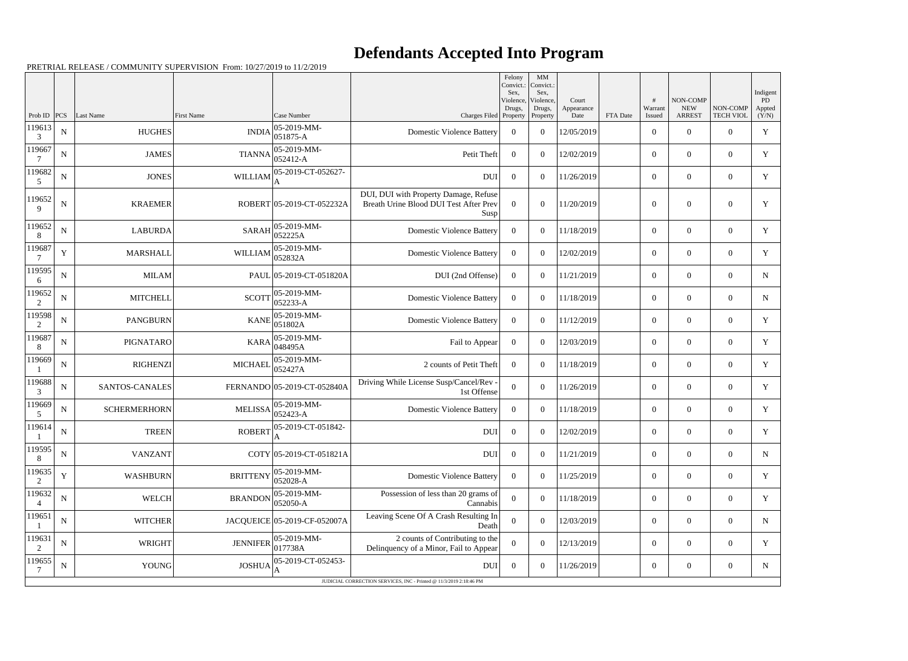# Defendants Accepted Into Program

PRETRIAL RELEASE / COMMUNITY SUPERVISION From: 10/27/2019 to 11/2/2019

| Prob ID | PCS | Last Name | First Name | Case Number | Charges Filed | Felony Convict.: Sex, Violence, Drugs, Property | MM Convict.: Sex, Violence, Drugs, Property | Court Appearance Date | FTA Date | # Warrant Issued | NON-COMP NEW ARREST | NON-COMP TECH VIOL | Indigent PD Appted (Y/N) |
|---|---|---|---|---|---|---|---|---|---|---|---|---|---|
| 1196133 | N | HUGHES | INDIA | 05-2019-MM-051875-A | Domestic Violence Battery | 0 | 0 | 12/05/2019 | | 0 | 0 | 0 | Y |
| 1196677 | N | JAMES | TIANNA | 05-2019-MM-052412-A | Petit Theft | 0 | 0 | 12/02/2019 | | 0 | 0 | 0 | Y |
| 1196825 | N | JONES | WILLIAM | 05-2019-CT-052627-A | DUI | 0 | 0 | 11/26/2019 | | 0 | 0 | 0 | Y |
| 1196529 | N | KRAEMER | ROBERT | 05-2019-CT-052232A | DUI, DUI with Property Damage, Refuse Breath Urine Blood DUI Test After Prev Susp | 0 | 0 | 11/20/2019 | | 0 | 0 | 0 | Y |
| 1196528 | N | LABURDA | SARAH | 05-2019-MM-052225A | Domestic Violence Battery | 0 | 0 | 11/18/2019 | | 0 | 0 | 0 | Y |
| 1196877 | Y | MARSHALL | WILLIAM | 05-2019-MM-052832A | Domestic Violence Battery | 0 | 0 | 12/02/2019 | | 0 | 0 | 0 | Y |
| 1195956 | N | MILAM | PAUL | 05-2019-CT-051820A | DUI (2nd Offense) | 0 | 0 | 11/21/2019 | | 0 | 0 | 0 | N |
| 1196522 | N | MITCHELL | SCOTT | 05-2019-MM-052233-A | Domestic Violence Battery | 0 | 0 | 11/18/2019 | | 0 | 0 | 0 | N |
| 1195982 | N | PANGBURN | KANE | 05-2019-MM-051802A | Domestic Violence Battery | 0 | 0 | 11/12/2019 | | 0 | 0 | 0 | Y |
| 1196878 | N | PIGNATARO | KARA | 05-2019-MM-048495A | Fail to Appear | 0 | 0 | 12/03/2019 | | 0 | 0 | 0 | Y |
| 1196691 | N | RIGHENZI | MICHAEL | 05-2019-MM-052427A | 2 counts of Petit Theft | 0 | 0 | 11/18/2019 | | 0 | 0 | 0 | Y |
| 1196883 | N | SANTOS-CANALES | FERNANDO | 05-2019-CT-052840A | Driving While License Susp/Cancel/Rev - 1st Offense | 0 | 0 | 11/26/2019 | | 0 | 0 | 0 | Y |
| 1196695 | N | SCHERMERHORN | MELISSA | 05-2019-MM-052423-A | Domestic Violence Battery | 0 | 0 | 11/18/2019 | | 0 | 0 | 0 | Y |
| 1196141 | N | TREEN | ROBERT | 05-2019-CT-051842-A | DUI | 0 | 0 | 12/02/2019 | | 0 | 0 | 0 | Y |
| 1195958 | N | VANZANT | COTY | 05-2019-CT-051821A | DUI | 0 | 0 | 11/21/2019 | | 0 | 0 | 0 | N |
| 1196352 | Y | WASHBURN | BRITTENY | 05-2019-MM-052028-A | Domestic Violence Battery | 0 | 0 | 11/25/2019 | | 0 | 0 | 0 | Y |
| 1196324 | N | WELCH | BRANDON | 05-2019-MM-052050-A | Possession of less than 20 grams of Cannabis | 0 | 0 | 11/18/2019 | | 0 | 0 | 0 | Y |
| 1196511 | N | WITCHER | JACQUEICE | 05-2019-CF-052007A | Leaving Scene Of A Crash Resulting In Death | 0 | 0 | 12/03/2019 | | 0 | 0 | 0 | N |
| 1196312 | N | WRIGHT | JENNIFER | 05-2019-MM-017738A | 2 counts of Contributing to the Delinquency of a Minor, Fail to Appear | 0 | 0 | 12/13/2019 | | 0 | 0 | 0 | Y |
| 1196557 | N | YOUNG | JOSHUA | 05-2019-CT-052453-A | DUI | 0 | 0 | 11/26/2019 | | 0 | 0 | 0 | N |

JUDICIAL CORRECTION SERVICES, INC - Printed @ 11/3/2019 2:18:46 PM